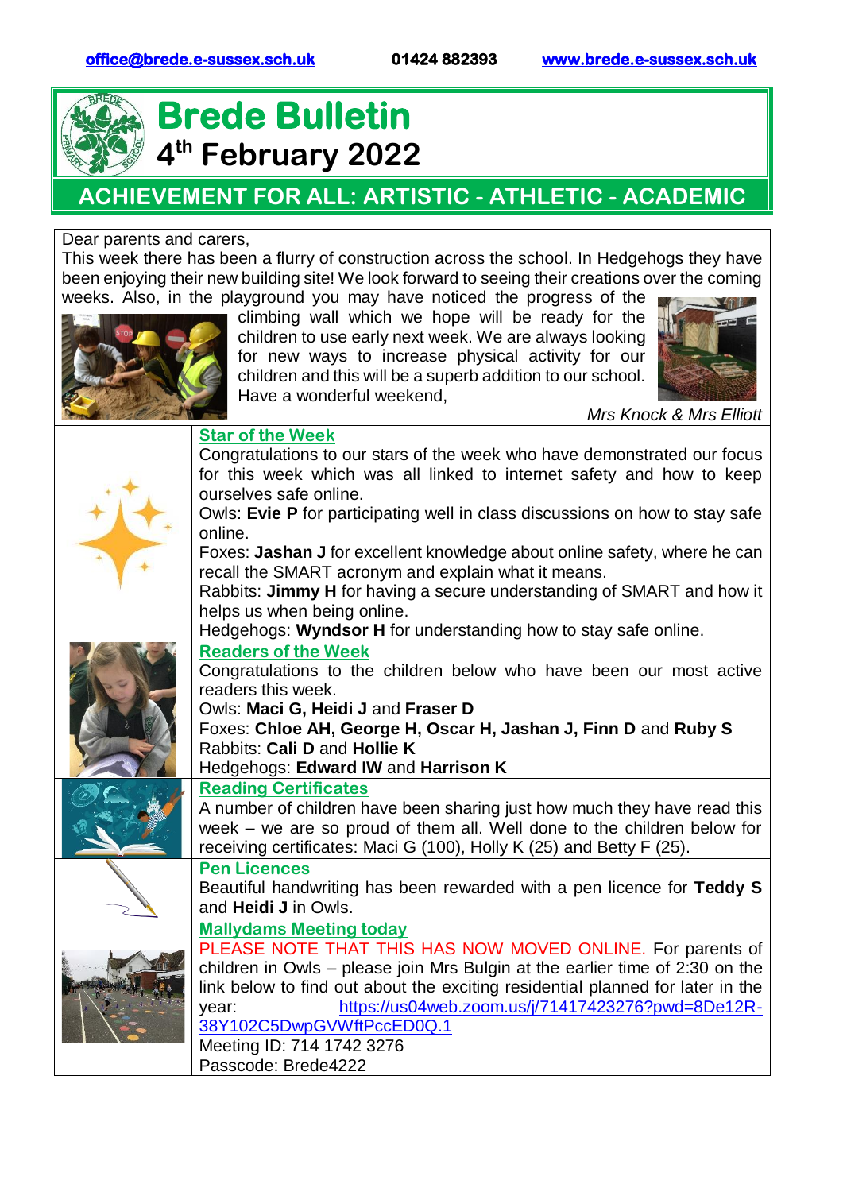office@brede.e-sussex.sch.uk 01424 882393 www.brede.e-sussex.sch.uk

# Brede Bulletin

## 4th February 2022

**ACHIEVEMENT FOR ALL: ARTISTIC - ATHLETIC - ACADEMIC**

Dear parents and carers,

This week there has been a flurry of construction across the school. In Hedgehogs they have been enjoying their new building site! We look forward to seeing their creations over the coming weeks. Also, in the playground you may have noticed the progress of the climbing wall which we hope will be ready for the children to use early next week. We are always looking for new ways to increase physical activity for our children and this will be a superb addition to our school.

Have a wonderful weekend,

*Mrs Knock & Mrs Elliott*

### Star of the Week

Congratulations to our stars of the week who have demonstrated our focus for this week which was all linked to internet safety and how to keep ourselves safe online.

Owls: **Evie P** for participating well in class discussions on how to stay safe online.

Foxes: **Jashan J** for excellent knowledge about online safety, where he can recall the SMART acronym and explain what it means.

Rabbits: **Jimmy H** for having a secure understanding of SMART and how it helps us when being online.

Hedgehogs: **Wyndsor H** for understanding how to stay safe online.

### Readers of the Week

Congratulations to the children below who have been our most active readers this week.

Owls: **Maci G, Heidi J** and **Fraser D**

Foxes: **Chloe AH, George H, Oscar H, Jashan J, Finn D** and **Ruby S**

Rabbits: **Cali D** and **Hollie K**

Hedgehogs: **Edward IW** and **Harrison K**

### Reading Certificates

A number of children have been sharing just how much they have read this week – we are so proud of them all. Well done to the children below for receiving certificates: Maci G (100), Holly K (25) and Betty F (25).

### Pen Licences

Beautiful handwriting has been rewarded with a pen licence for **Teddy S** and **Heidi J** in Owls.

### Mallydams Meeting today

PLEASE NOTE THAT THIS HAS NOW MOVED ONLINE. For parents of children in Owls – please join Mrs Bulgin at the earlier time of 2:30 on the link below to find out about the exciting residential planned for later in the year: https://us04web.zoom.us/j/71417423276?pwd=8De12R-38Y102C5DwpGVWftPccED0Q.1

Meeting ID: 714 1742 3276

Passcode: Brede4222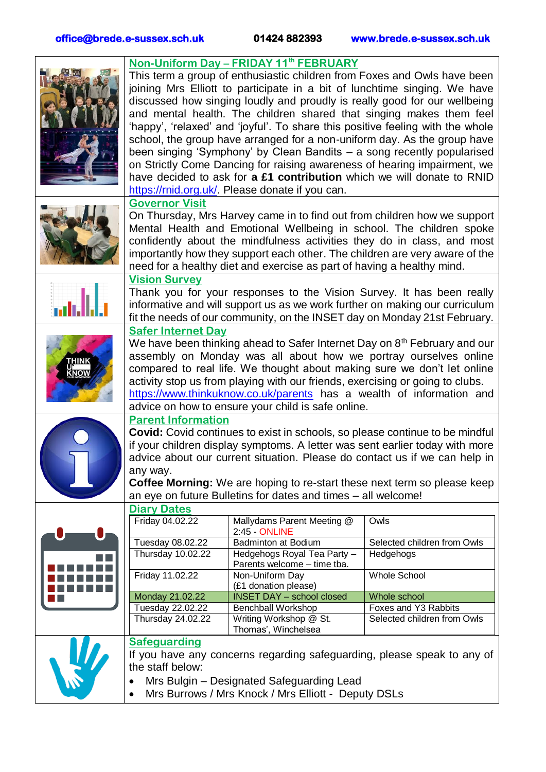office@brede.e-sussex.sch.uk 01424 882393 www.brede.e-sussex.sch.uk

## Non-Uniform Day – FRIDAY 11th FEBRUARY

This term a group of enthusiastic children from Foxes and Owls have been joining Mrs Elliott to participate in a bit of lunchtime singing. We have discussed how singing loudly and proudly is really good for our wellbeing and mental health. The children shared that singing makes them feel 'happy', 'relaxed' and 'joyful'. To share this positive feeling with the whole school, the group have arranged for a non-uniform day. As the group have been singing 'Symphony' by Clean Bandits – a song recently popularised on Strictly Come Dancing for raising awareness of hearing impairment, we have decided to ask for **a £1 contribution** which we will donate to RNID https://rnid.org.uk/. Please donate if you can.

## Governor Visit

On Thursday, Mrs Harvey came in to find out from children how we support Mental Health and Emotional Wellbeing in school. The children spoke confidently about the mindfulness activities they do in class, and most importantly how they support each other. The children are very aware of the need for a healthy diet and exercise as part of having a healthy mind.

## Vision Survey

Thank you for your responses to the Vision Survey. It has been really informative and will support us as we work further on making our curriculum fit the needs of our community, on the INSET day on Monday 21st February.

## Safer Internet Day

We have been thinking ahead to Safer Internet Day on 8th February and our assembly on Monday was all about how we portray ourselves online compared to real life. We thought about making sure we don't let online activity stop us from playing with our friends, exercising or going to clubs. https://www.thinkuknow.co.uk/parents has a wealth of information and advice on how to ensure your child is safe online.

## Parent Information

**Covid:** Covid continues to exist in schools, so please continue to be mindful if your children display symptoms. A letter was sent earlier today with more advice about our current situation. Please do contact us if we can help in any way.

**Coffee Morning:** We are hoping to re-start these next term so please keep an eye on future Bulletins for dates and times – all welcome!

## Diary Dates

| | | |
|---|---|---|
| Friday 04.02.22 | Mallydams Parent Meeting @ 2:45 - ONLINE | Owls |
| Tuesday 08.02.22 | Badminton at Bodium | Selected children from Owls |
| Thursday 10.02.22 | Hedgehogs Royal Tea Party – Parents welcome – time tba. | Hedgehogs |
| Friday 11.02.22 | Non-Uniform Day (£1 donation please) | Whole School |
| Monday 21.02.22 | INSET DAY – school closed | Whole school |
| Tuesday 22.02.22 | Benchball Workshop | Foxes and Y3 Rabbits |
| Thursday 24.02.22 | Writing Workshop @ St. Thomas', Winchelsea | Selected children from Owls |

## Safeguarding

If you have any concerns regarding safeguarding, please speak to any of the staff below:

- Mrs Bulgin – Designated Safeguarding Lead
- Mrs Burrows / Mrs Knock / Mrs Elliott - Deputy DSLs